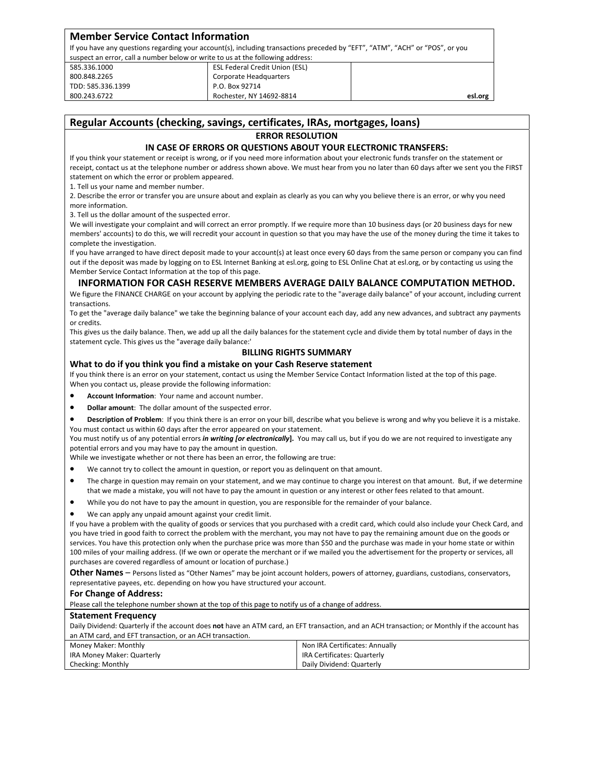## Member Service Contact Information

If you have any questions regarding your account(s), including transactions preceded by "EFT", "ATM", "ACH" or "POS", or you suspect an error, call a number below or write to us at the following address:

| | | |
|---|---|---|
| 585.336.1000 | ESL Federal Credit Union (ESL) | |
| 800.848.2265 | Corporate Headquarters | |
| TDD: 585.336.1399 | P.O. Box 92714 | |
| 800.243.6722 | Rochester, NY 14692-8814 | esl.org |

## Regular Accounts (checking, savings, certificates, IRAs, mortgages, loans)

### ERROR RESOLUTION

### IN CASE OF ERRORS OR QUESTIONS ABOUT YOUR ELECTRONIC TRANSFERS:

If you think your statement or receipt is wrong, or if you need more information about your electronic funds transfer on the statement or receipt, contact us at the telephone number or address shown above. We must hear from you no later than 60 days after we sent you the FIRST statement on which the error or problem appeared.

1. Tell us your name and member number.
2. Describe the error or transfer you are unsure about and explain as clearly as you can why you believe there is an error, or why you need more information.
3. Tell us the dollar amount of the suspected error.

We will investigate your complaint and will correct an error promptly. If we require more than 10 business days (or 20 business days for new members' accounts) to do this, we will recredit your account in question so that you may have the use of the money during the time it takes to complete the investigation.

If you have arranged to have direct deposit made to your account(s) at least once every 60 days from the same person or company you can find out if the deposit was made by logging on to ESL Internet Banking at esl.org, going to ESL Online Chat at esl.org, or by contacting us using the Member Service Contact Information at the top of this page.

### INFORMATION FOR CASH RESERVE MEMBERS AVERAGE DAILY BALANCE COMPUTATION METHOD.

We figure the FINANCE CHARGE on your account by applying the periodic rate to the "average daily balance" of your account, including current transactions.

To get the "average daily balance" we take the beginning balance of your account each day, add any new advances, and subtract any payments or credits.

This gives us the daily balance. Then, we add up all the daily balances for the statement cycle and divide them by total number of days in the statement cycle. This gives us the "average daily balance:'

### BILLING RIGHTS SUMMARY

### What to do if you think you find a mistake on your Cash Reserve statement

If you think there is an error on your statement, contact us using the Member Service Contact Information listed at the top of this page.
When you contact us, please provide the following information:

- **Account Information**: Your name and account number.
- **Dollar amount**: The dollar amount of the suspected error.
- **Description of Problem**: If you think there is an error on your bill, describe what you believe is wrong and why you believe it is a mistake.

You must contact us within 60 days after the error appeared on your statement.

You must notify us of any potential errors ***in writing [or electronically*]**. You may call us, but if you do we are not required to investigate any potential errors and you may have to pay the amount in question.

While we investigate whether or not there has been an error, the following are true:

- We cannot try to collect the amount in question, or report you as delinquent on that amount.
- The charge in question may remain on your statement, and we may continue to charge you interest on that amount. But, if we determine that we made a mistake, you will not have to pay the amount in question or any interest or other fees related to that amount.
- While you do not have to pay the amount in question, you are responsible for the remainder of your balance.
- We can apply any unpaid amount against your credit limit.

If you have a problem with the quality of goods or services that you purchased with a credit card, which could also include your Check Card, and you have tried in good faith to correct the problem with the merchant, you may not have to pay the remaining amount due on the goods or services. You have this protection only when the purchase price was more than $50 and the purchase was made in your home state or within 100 miles of your mailing address. (If we own or operate the merchant or if we mailed you the advertisement for the property or services, all purchases are covered regardless of amount or location of purchase.)

**Other Names** – Persons listed as "Other Names" may be joint account holders, powers of attorney, guardians, custodians, conservators, representative payees, etc. depending on how you have structured your account.

### For Change of Address:

Please call the telephone number shown at the top of this page to notify us of a change of address.

### Statement Frequency

Daily Dividend: Quarterly if the account does **not** have an ATM card, an EFT transaction, and an ACH transaction; or Monthly if the account has an ATM card, and EFT transaction, or an ACH transaction.

| | |
|---|---|
| Money Maker: Monthly | Non IRA Certificates: Annually |
| IRA Money Maker: Quarterly | IRA Certificates: Quarterly |
| Checking: Monthly | Daily Dividend: Quarterly |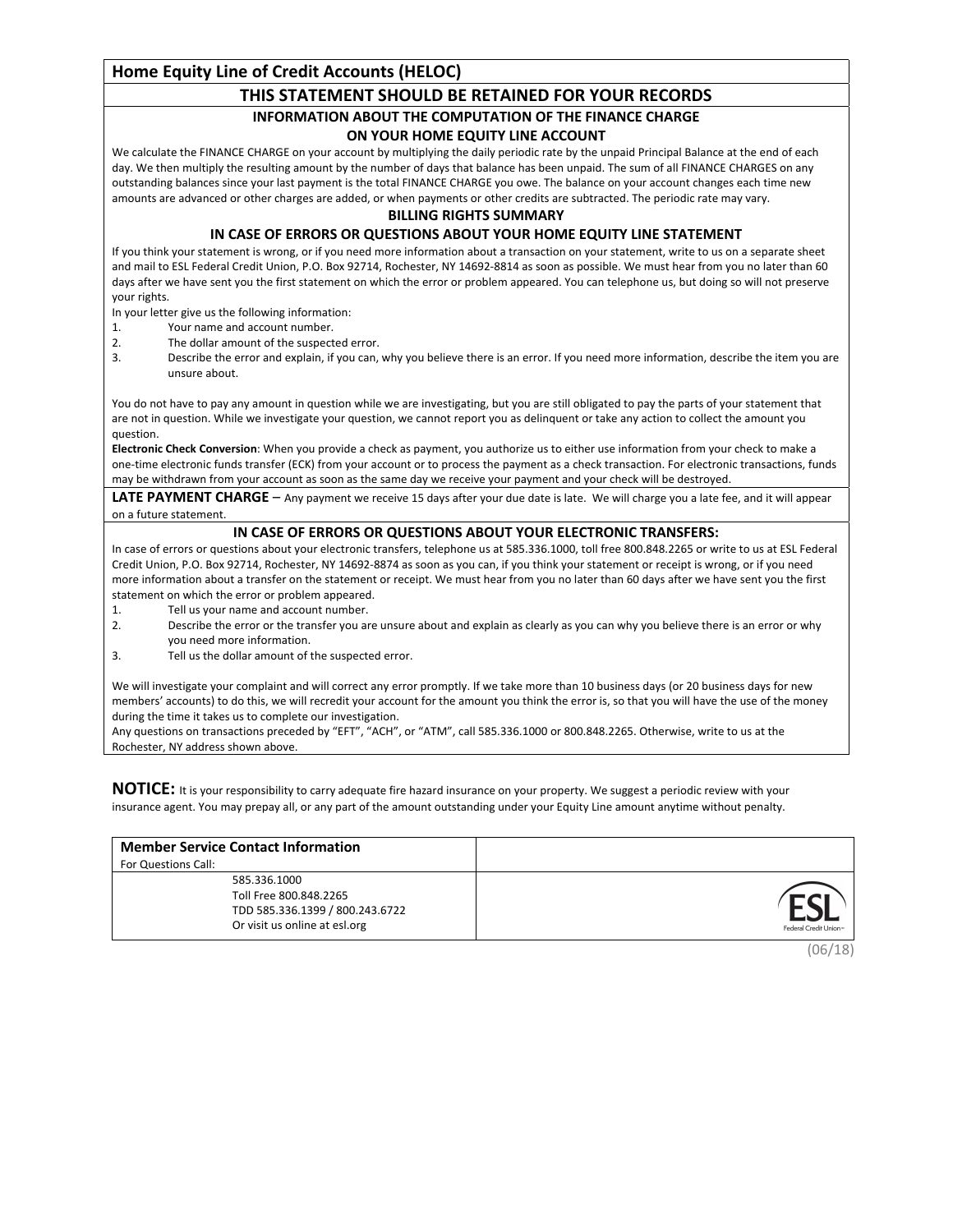## Home Equity Line of Credit Accounts (HELOC)

### THIS STATEMENT SHOULD BE RETAINED FOR YOUR RECORDS

#### INFORMATION ABOUT THE COMPUTATION OF THE FINANCE CHARGE ON YOUR HOME EQUITY LINE ACCOUNT

We calculate the FINANCE CHARGE on your account by multiplying the daily periodic rate by the unpaid Principal Balance at the end of each day. We then multiply the resulting amount by the number of days that balance has been unpaid. The sum of all FINANCE CHARGES on any outstanding balances since your last payment is the total FINANCE CHARGE you owe. The balance on your account changes each time new amounts are advanced or other charges are added, or when payments or other credits are subtracted. The periodic rate may vary.

#### BILLING RIGHTS SUMMARY

#### IN CASE OF ERRORS OR QUESTIONS ABOUT YOUR HOME EQUITY LINE STATEMENT

If you think your statement is wrong, or if you need more information about a transaction on your statement, write to us on a separate sheet and mail to ESL Federal Credit Union, P.O. Box 92714, Rochester, NY 14692-8814 as soon as possible. We must hear from you no later than 60 days after we have sent you the first statement on which the error or problem appeared. You can telephone us, but doing so will not preserve your rights.

In your letter give us the following information:

1. Your name and account number.
2. The dollar amount of the suspected error.
3. Describe the error and explain, if you can, why you believe there is an error. If you need more information, describe the item you are unsure about.

You do not have to pay any amount in question while we are investigating, but you are still obligated to pay the parts of your statement that are not in question. While we investigate your question, we cannot report you as delinquent or take any action to collect the amount you question.

**Electronic Check Conversion**: When you provide a check as payment, you authorize us to either use information from your check to make a one-time electronic funds transfer (ECK) from your account or to process the payment as a check transaction. For electronic transactions, funds may be withdrawn from your account as soon as the same day we receive your payment and your check will be destroyed.

**LATE PAYMENT CHARGE** – Any payment we receive 15 days after your due date is late. We will charge you a late fee, and it will appear on a future statement.

#### IN CASE OF ERRORS OR QUESTIONS ABOUT YOUR ELECTRONIC TRANSFERS:

In case of errors or questions about your electronic transfers, telephone us at 585.336.1000, toll free 800.848.2265 or write to us at ESL Federal Credit Union, P.O. Box 92714, Rochester, NY 14692-8874 as soon as you can, if you think your statement or receipt is wrong, or if you need more information about a transfer on the statement or receipt. We must hear from you no later than 60 days after we have sent you the first statement on which the error or problem appeared.

1. Tell us your name and account number.
2. Describe the error or the transfer you are unsure about and explain as clearly as you can why you believe there is an error or why you need more information.
3. Tell us the dollar amount of the suspected error.

We will investigate your complaint and will correct any error promptly. If we take more than 10 business days (or 20 business days for new members' accounts) to do this, we will recredit your account for the amount you think the error is, so that you will have the use of the money during the time it takes us to complete our investigation.

Any questions on transactions preceded by "EFT", "ACH", or "ATM", call 585.336.1000 or 800.848.2265. Otherwise, write to us at the Rochester, NY address shown above.

**NOTICE:** It is your responsibility to carry adequate fire hazard insurance on your property. We suggest a periodic review with your insurance agent. You may prepay all, or any part of the amount outstanding under your Equity Line amount anytime without penalty.

| **Member Service Contact Information** | |
|---|---|
| For Questions Call: | |
| 585.336.1000<br>Toll Free 800.848.2265<br>TDD 585.336.1399 / 800.243.6722<br>Or visit us online at esl.org | ESL Federal Credit Union |

(06/18)